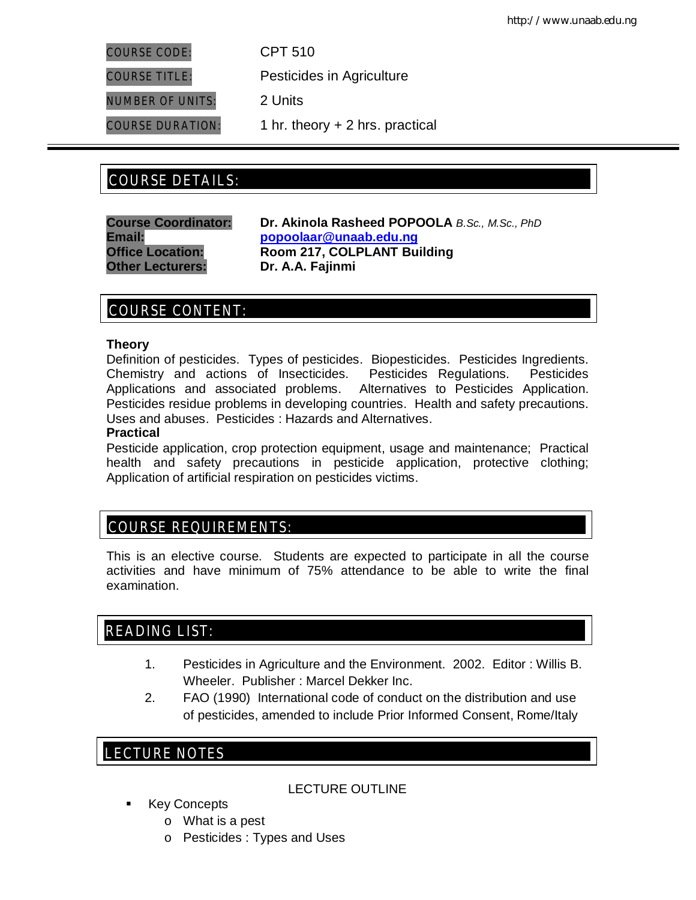| | |
|---|---|
| COURSE CODE: | CPT 510 |
| COURSE TITLE: | Pesticides in Agriculture |
| NUMBER OF UNITS: | 2 Units |
| COURSE DURATION: | 1 hr. theory + 2 hrs. practical |

## COURSE DETAILS:

**Course Coordinator:** **Dr. Akinola Rasheed POPOOLA** *B.Sc., M.Sc., PhD*
**Email:** **popoolaar@unaab.edu.ng**
**Office Location:** **Room 217, COLPLANT Building**
**Other Lecturers:** **Dr. A.A. Fajinmi**

## COURSE CONTENT:

**Theory**
Definition of pesticides. Types of pesticides. Biopesticides. Pesticides Ingredients. Chemistry and actions of Insecticides. Pesticides Regulations. Pesticides Applications and associated problems. Alternatives to Pesticides Application. Pesticides residue problems in developing countries. Health and safety precautions. Uses and abuses. Pesticides : Hazards and Alternatives.

**Practical**
Pesticide application, crop protection equipment, usage and maintenance; Practical health and safety precautions in pesticide application, protective clothing; Application of artificial respiration on pesticides victims.

## COURSE REQUIREMENTS:

This is an elective course. Students are expected to participate in all the course activities and have minimum of 75% attendance to be able to write the final examination.

## READING LIST:

1. Pesticides in Agriculture and the Environment. 2002. Editor : Willis B. Wheeler. Publisher : Marcel Dekker Inc.
2. FAO (1990) International code of conduct on the distribution and use of pesticides, amended to include Prior Informed Consent, Rome/Italy

## LECTURE NOTES

LECTURE OUTLINE

- Key Concepts
  - What is a pest
  - Pesticides : Types and Uses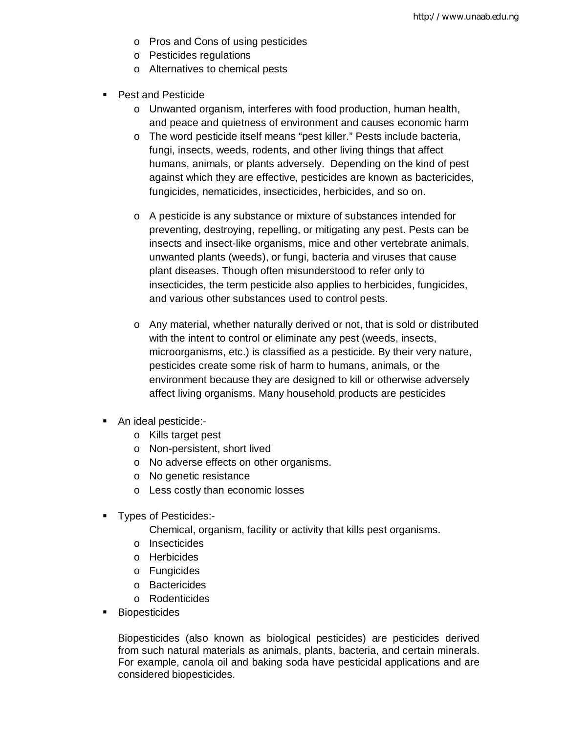- Pros and Cons of using pesticides
- Pesticides regulations
- Alternatives to chemical pests

- Pest and Pesticide
    - Unwanted organism, interferes with food production, human health, and peace and quietness of environment and causes economic harm
    - The word pesticide itself means "pest killer." Pests include bacteria, fungi, insects, weeds, rodents, and other living things that affect humans, animals, or plants adversely. Depending on the kind of pest against which they are effective, pesticides are known as bactericides, fungicides, nematicides, insecticides, herbicides, and so on.
    - A pesticide is any substance or mixture of substances intended for preventing, destroying, repelling, or mitigating any pest. Pests can be insects and insect-like organisms, mice and other vertebrate animals, unwanted plants (weeds), or fungi, bacteria and viruses that cause plant diseases. Though often misunderstood to refer only to insecticides, the term pesticide also applies to herbicides, fungicides, and various other substances used to control pests.
    - Any material, whether naturally derived or not, that is sold or distributed with the intent to control or eliminate any pest (weeds, insects, microorganisms, etc.) is classified as a pesticide. By their very nature, pesticides create some risk of harm to humans, animals, or the environment because they are designed to kill or otherwise adversely affect living organisms. Many household products are pesticides

- An ideal pesticide:-
    - Kills target pest
    - Non-persistent, short lived
    - No adverse effects on other organisms.
    - No genetic resistance
    - Less costly than economic losses

- Types of Pesticides:-

    Chemical, organism, facility or activity that kills pest organisms.
    - Insecticides
    - Herbicides
    - Fungicides
    - Bactericides
    - Rodenticides
- Biopesticides

    Biopesticides (also known as biological pesticides) are pesticides derived from such natural materials as animals, plants, bacteria, and certain minerals. For example, canola oil and baking soda have pesticidal applications and are considered biopesticides.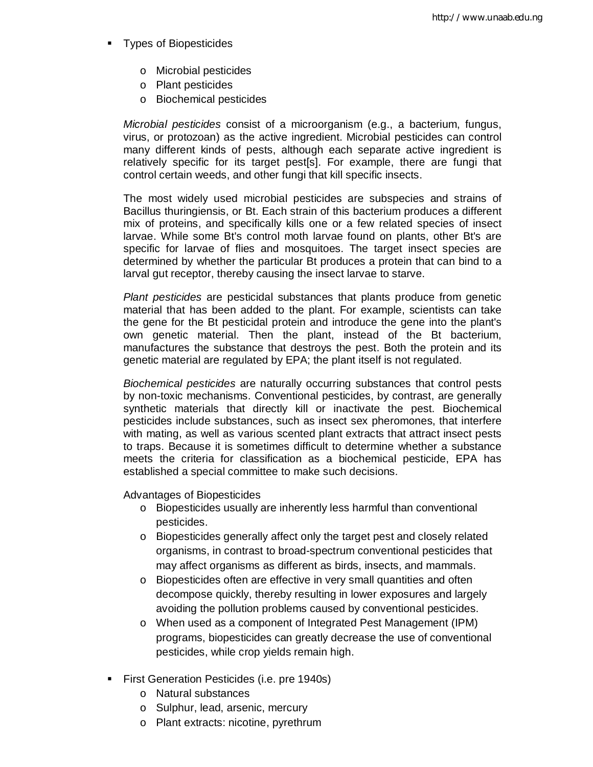- Types of Biopesticides
  - Microbial pesticides
  - Plant pesticides
  - Biochemical pesticides

  *Microbial pesticides* consist of a microorganism (e.g., a bacterium, fungus, virus, or protozoan) as the active ingredient. Microbial pesticides can control many different kinds of pests, although each separate active ingredient is relatively specific for its target pest[s]. For example, there are fungi that control certain weeds, and other fungi that kill specific insects.

  The most widely used microbial pesticides are subspecies and strains of Bacillus thuringiensis, or Bt. Each strain of this bacterium produces a different mix of proteins, and specifically kills one or a few related species of insect larvae. While some Bt's control moth larvae found on plants, other Bt's are specific for larvae of flies and mosquitoes. The target insect species are determined by whether the particular Bt produces a protein that can bind to a larval gut receptor, thereby causing the insect larvae to starve.

  *Plant pesticides* are pesticidal substances that plants produce from genetic material that has been added to the plant. For example, scientists can take the gene for the Bt pesticidal protein and introduce the gene into the plant's own genetic material. Then the plant, instead of the Bt bacterium, manufactures the substance that destroys the pest. Both the protein and its genetic material are regulated by EPA; the plant itself is not regulated.

  *Biochemical pesticides* are naturally occurring substances that control pests by non-toxic mechanisms. Conventional pesticides, by contrast, are generally synthetic materials that directly kill or inactivate the pest. Biochemical pesticides include substances, such as insect sex pheromones, that interfere with mating, as well as various scented plant extracts that attract insect pests to traps. Because it is sometimes difficult to determine whether a substance meets the criteria for classification as a biochemical pesticide, EPA has established a special committee to make such decisions.

  Advantages of Biopesticides
  - Biopesticides usually are inherently less harmful than conventional pesticides.
  - Biopesticides generally affect only the target pest and closely related organisms, in contrast to broad-spectrum conventional pesticides that may affect organisms as different as birds, insects, and mammals.
  - Biopesticides often are effective in very small quantities and often decompose quickly, thereby resulting in lower exposures and largely avoiding the pollution problems caused by conventional pesticides.
  - When used as a component of Integrated Pest Management (IPM) programs, biopesticides can greatly decrease the use of conventional pesticides, while crop yields remain high.

- First Generation Pesticides (i.e. pre 1940s)
  - Natural substances
  - Sulphur, lead, arsenic, mercury
  - Plant extracts: nicotine, pyrethrum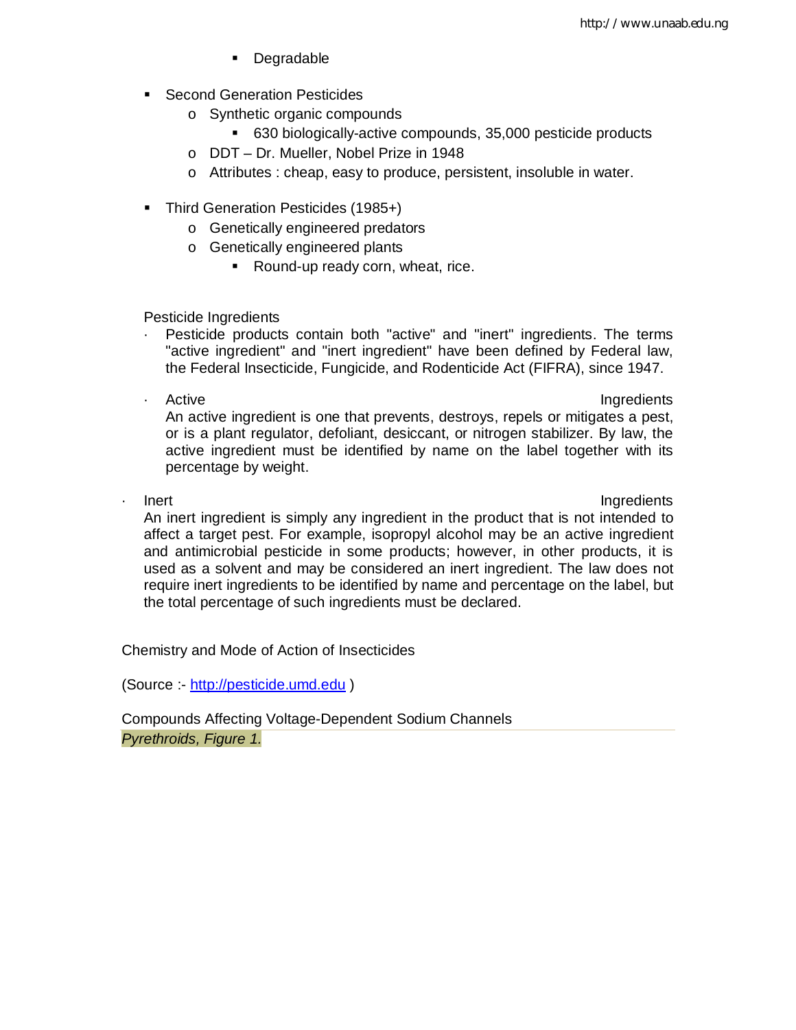- Degradable

- Second Generation Pesticides
    - Synthetic organic compounds
        - 630 biologically-active compounds, 35,000 pesticide products
    - DDT – Dr. Mueller, Nobel Prize in 1948
    - Attributes : cheap, easy to produce, persistent, insoluble in water.

- Third Generation Pesticides (1985+)
    - Genetically engineered predators
    - Genetically engineered plants
        - Round-up ready corn, wheat, rice.

Pesticide Ingredients

- Pesticide products contain both "active" and "inert" ingredients. The terms "active ingredient" and "inert ingredient" have been defined by Federal law, the Federal Insecticide, Fungicide, and Rodenticide Act (FIFRA), since 1947.

- Active Ingredients
  An active ingredient is one that prevents, destroys, repels or mitigates a pest, or is a plant regulator, defoliant, desiccant, or nitrogen stabilizer. By law, the active ingredient must be identified by name on the label together with its percentage by weight.

- Inert Ingredients
  An inert ingredient is simply any ingredient in the product that is not intended to affect a target pest. For example, isopropyl alcohol may be an active ingredient and antimicrobial pesticide in some products; however, in other products, it is used as a solvent and may be considered an inert ingredient. The law does not require inert ingredients to be identified by name and percentage on the label, but the total percentage of such ingredients must be declared.

Chemistry and Mode of Action of Insecticides

(Source :- http://pesticide.umd.edu )

Compounds Affecting Voltage-Dependent Sodium Channels

*Pyrethroids, Figure 1.*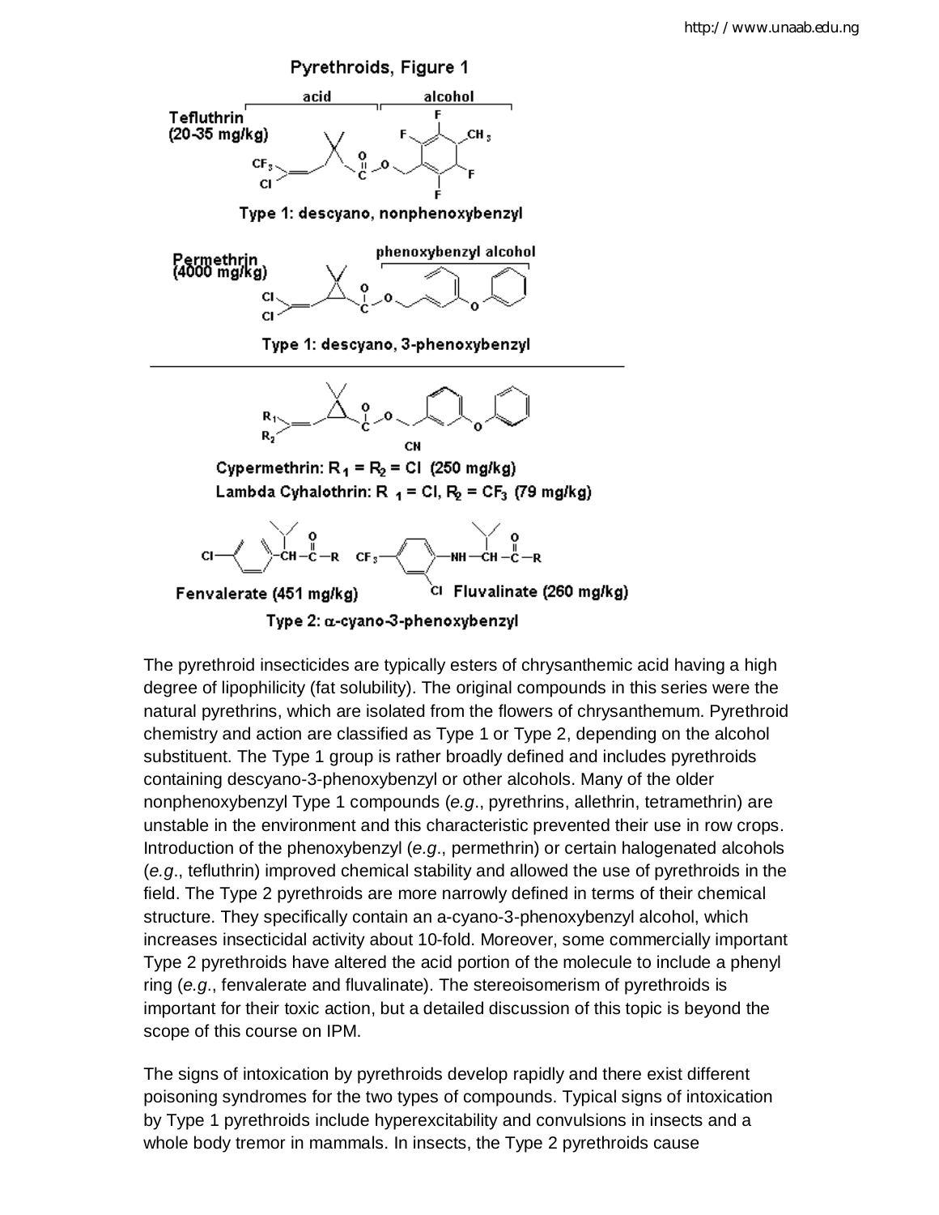Pyrethroids, Figure 1

Tefluthrin (20-35 mg/kg)

Type 1: descyano, nonphenoxybenzyl

Permethrin (4000 mg/kg)

Type 1: descyano, 3-phenoxybenzyl

Cypermethrin: $R_1 = R_2 = Cl$ (250 mg/kg)
Lambda Cyhalothrin: $R_1 = Cl$, $R_2 = CF_3$ (79 mg/kg)

Fenvalerate (451 mg/kg)    Fluvalinate (260 mg/kg)

Type 2: α-cyano-3-phenoxybenzyl

The pyrethroid insecticides are typically esters of chrysanthemic acid having a high degree of lipophilicity (fat solubility). The original compounds in this series were the natural pyrethrins, which are isolated from the flowers of chrysanthemum. Pyrethroid chemistry and action are classified as Type 1 or Type 2, depending on the alcohol substituent. The Type 1 group is rather broadly defined and includes pyrethroids containing descyano-3-phenoxybenzyl or other alcohols. Many of the older nonphenoxybenzyl Type 1 compounds (*e.g*., pyrethrins, allethrin, tetramethrin) are unstable in the environment and this characteristic prevented their use in row crops. Introduction of the phenoxybenzyl (*e.g*., permethrin) or certain halogenated alcohols (*e.g*., tefluthrin) improved chemical stability and allowed the use of pyrethroids in the field. The Type 2 pyrethroids are more narrowly defined in terms of their chemical structure. They specifically contain an a-cyano-3-phenoxybenzyl alcohol, which increases insecticidal activity about 10-fold. Moreover, some commercially important Type 2 pyrethroids have altered the acid portion of the molecule to include a phenyl ring (*e.g*., fenvalerate and fluvalinate). The stereoisomerism of pyrethroids is important for their toxic action, but a detailed discussion of this topic is beyond the scope of this course on IPM.

The signs of intoxication by pyrethroids develop rapidly and there exist different poisoning syndromes for the two types of compounds. Typical signs of intoxication by Type 1 pyrethroids include hyperexcitability and convulsions in insects and a whole body tremor in mammals. In insects, the Type 2 pyrethroids cause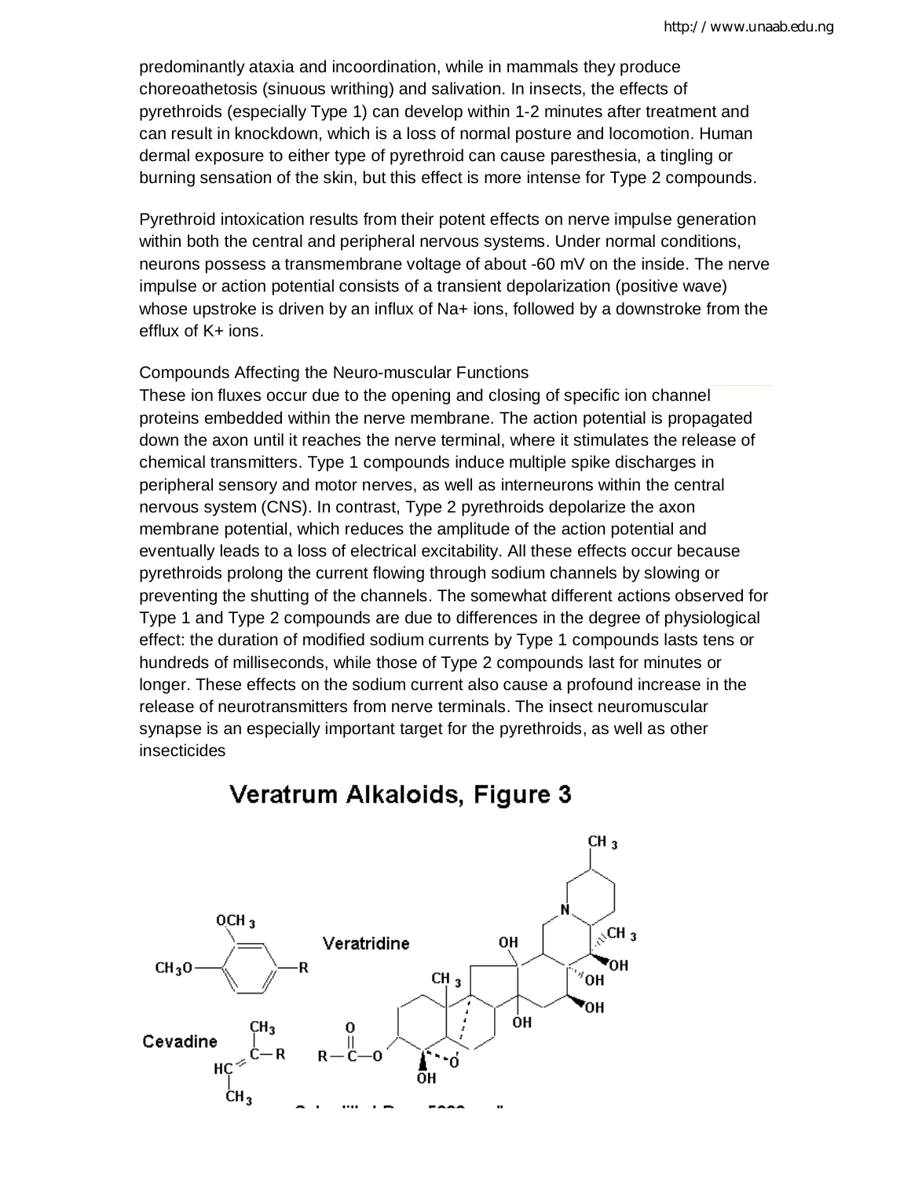predominantly ataxia and incoordination, while in mammals they produce choreoathetosis (sinuous writhing) and salivation. In insects, the effects of pyrethroids (especially Type 1) can develop within 1-2 minutes after treatment and can result in knockdown, which is a loss of normal posture and locomotion. Human dermal exposure to either type of pyrethroid can cause paresthesia, a tingling or burning sensation of the skin, but this effect is more intense for Type 2 compounds.

Pyrethroid intoxication results from their potent effects on nerve impulse generation within both the central and peripheral nervous systems. Under normal conditions, neurons possess a transmembrane voltage of about -60 mV on the inside. The nerve impulse or action potential consists of a transient depolarization (positive wave) whose upstroke is driven by an influx of $Na^+$ ions, followed by a downstroke from the efflux of $K^+$ ions.

Compounds Affecting the Neuro-muscular Functions

These ion fluxes occur due to the opening and closing of specific ion channel proteins embedded within the nerve membrane. The action potential is propagated down the axon until it reaches the nerve terminal, where it stimulates the release of chemical transmitters. Type 1 compounds induce multiple spike discharges in peripheral sensory and motor nerves, as well as interneurons within the central nervous system (CNS). In contrast, Type 2 pyrethroids depolarize the axon membrane potential, which reduces the amplitude of the action potential and eventually leads to a loss of electrical excitability. All these effects occur because pyrethroids prolong the current flowing through sodium channels by slowing or preventing the shutting of the channels. The somewhat different actions observed for Type 1 and Type 2 compounds are due to differences in the degree of physiological effect: the duration of modified sodium currents by Type 1 compounds lasts tens or hundreds of milliseconds, while those of Type 2 compounds last for minutes or longer. These effects on the sodium current also cause a profound increase in the release of neurotransmitters from nerve terminals. The insect neuromuscular synapse is an especially important target for the pyrethroids, as well as other insecticides

## Veratrum Alkaloids, Figure 3

Veratridine

Cevadine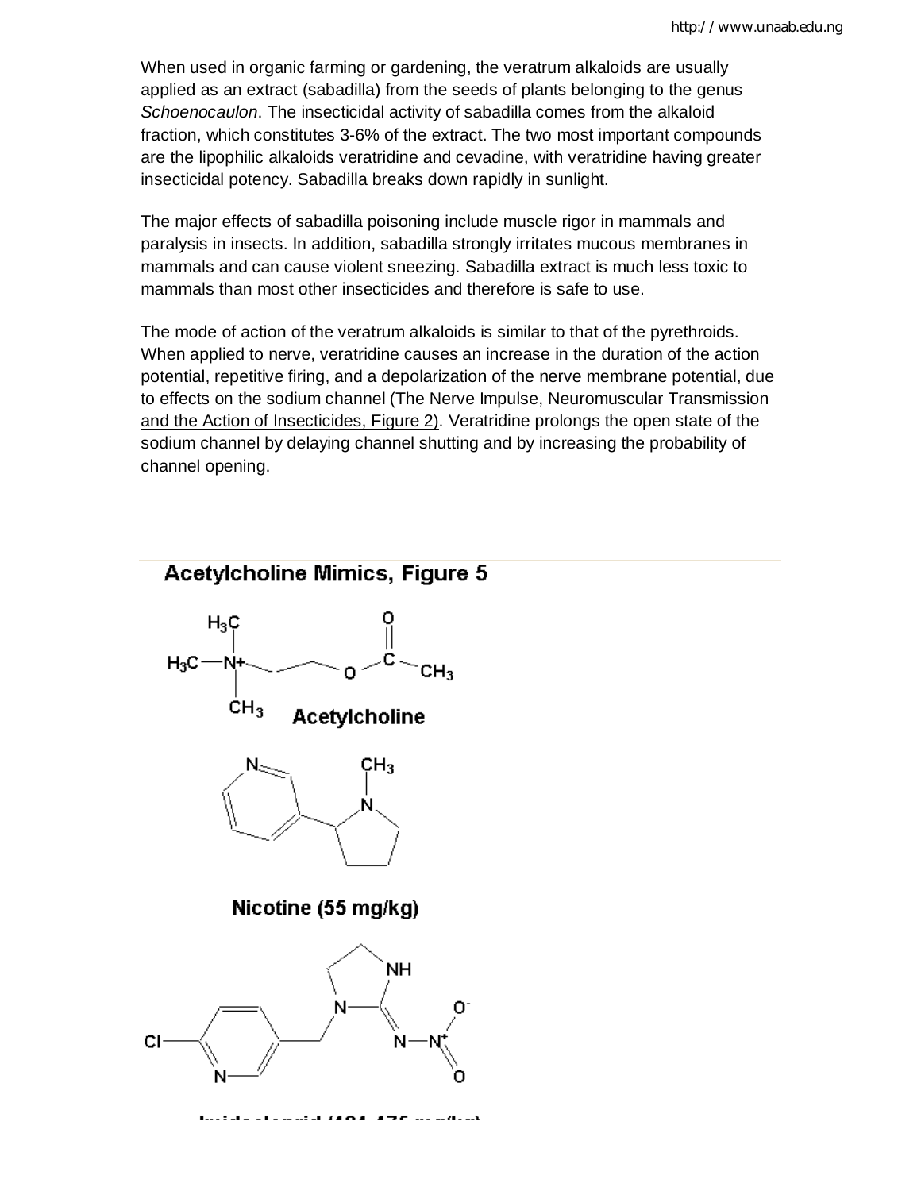When used in organic farming or gardening, the veratrum alkaloids are usually applied as an extract (sabadilla) from the seeds of plants belonging to the genus *Schoenocaulon*. The insecticidal activity of sabadilla comes from the alkaloid fraction, which constitutes 3-6% of the extract. The two most important compounds are the lipophilic alkaloids veratridine and cevadine, with veratridine having greater insecticidal potency. Sabadilla breaks down rapidly in sunlight.

The major effects of sabadilla poisoning include muscle rigor in mammals and paralysis in insects. In addition, sabadilla strongly irritates mucous membranes in mammals and can cause violent sneezing. Sabadilla extract is much less toxic to mammals than most other insecticides and therefore is safe to use.

The mode of action of the veratrum alkaloids is similar to that of the pyrethroids. When applied to nerve, veratridine causes an increase in the duration of the action potential, repetitive firing, and a depolarization of the nerve membrane potential, due to effects on the sodium channel (The Nerve Impulse, Neuromuscular Transmission and the Action of Insecticides, Figure 2). Veratridine prolongs the open state of the sodium channel by delaying channel shutting and by increasing the probability of channel opening.

## Acetylcholine Mimics, Figure 5

Acetylcholine

Nicotine (55 mg/kg)

Imidacloprid (424-475 mg/kg)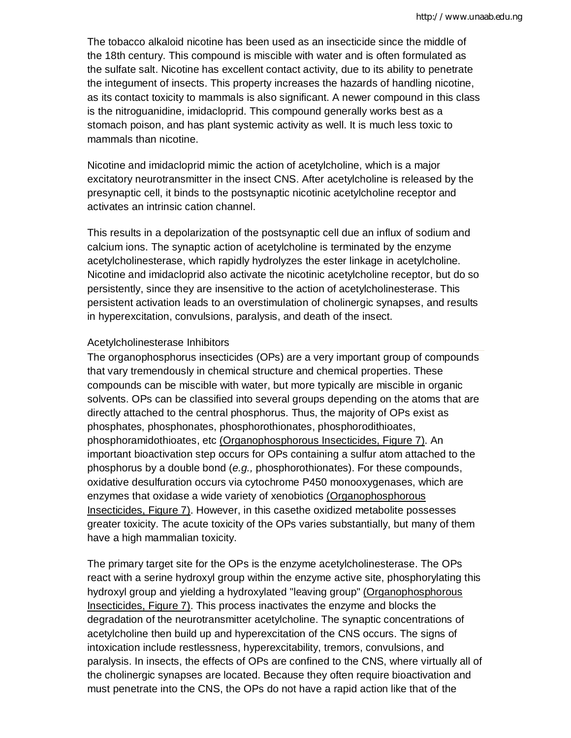The tobacco alkaloid nicotine has been used as an insecticide since the middle of the 18th century. This compound is miscible with water and is often formulated as the sulfate salt. Nicotine has excellent contact activity, due to its ability to penetrate the integument of insects. This property increases the hazards of handling nicotine, as its contact toxicity to mammals is also significant. A newer compound in this class is the nitroguanidine, imidacloprid. This compound generally works best as a stomach poison, and has plant systemic activity as well. It is much less toxic to mammals than nicotine.

Nicotine and imidacloprid mimic the action of acetylcholine, which is a major excitatory neurotransmitter in the insect CNS. After acetylcholine is released by the presynaptic cell, it binds to the postsynaptic nicotinic acetylcholine receptor and activates an intrinsic cation channel.

This results in a depolarization of the postsynaptic cell due an influx of sodium and calcium ions. The synaptic action of acetylcholine is terminated by the enzyme acetylcholinesterase, which rapidly hydrolyzes the ester linkage in acetylcholine. Nicotine and imidacloprid also activate the nicotinic acetylcholine receptor, but do so persistently, since they are insensitive to the action of acetylcholinesterase. This persistent activation leads to an overstimulation of cholinergic synapses, and results in hyperexcitation, convulsions, paralysis, and death of the insect.

### Acetylcholinesterase Inhibitors

The organophosphorus insecticides (OPs) are a very important group of compounds that vary tremendously in chemical structure and chemical properties. These compounds can be miscible with water, but more typically are miscible in organic solvents. OPs can be classified into several groups depending on the atoms that are directly attached to the central phosphorus. Thus, the majority of OPs exist as phosphates, phosphonates, phosphorothionates, phosphorodithioates, phosphoramidothioates, etc (Organophosphorous Insecticides, Figure 7). An important bioactivation step occurs for OPs containing a sulfur atom attached to the phosphorus by a double bond (*e.g.,* phosphorothionates). For these compounds, oxidative desulfuration occurs via cytochrome P450 monooxygenases, which are enzymes that oxidase a wide variety of xenobiotics (Organophosphorous Insecticides, Figure 7). However, in this casethe oxidized metabolite possesses greater toxicity. The acute toxicity of the OPs varies substantially, but many of them have a high mammalian toxicity.

The primary target site for the OPs is the enzyme acetylcholinesterase. The OPs react with a serine hydroxyl group within the enzyme active site, phosphorylating this hydroxyl group and yielding a hydroxylated "leaving group" (Organophosphorous Insecticides, Figure 7). This process inactivates the enzyme and blocks the degradation of the neurotransmitter acetylcholine. The synaptic concentrations of acetylcholine then build up and hyperexcitation of the CNS occurs. The signs of intoxication include restlessness, hyperexcitability, tremors, convulsions, and paralysis. In insects, the effects of OPs are confined to the CNS, where virtually all of the cholinergic synapses are located. Because they often require bioactivation and must penetrate into the CNS, the OPs do not have a rapid action like that of the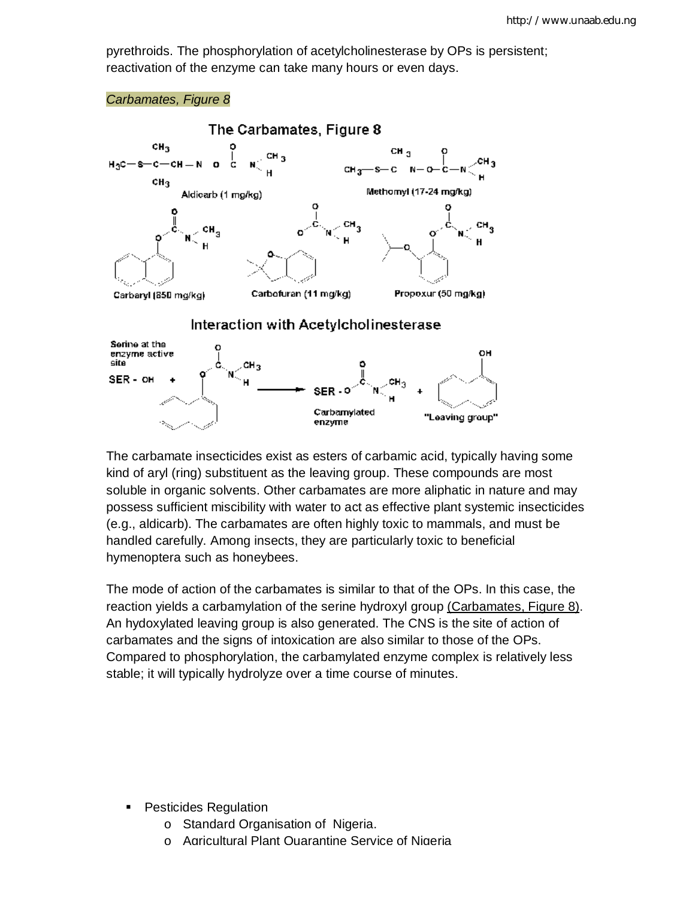pyrethroids. The phosphorylation of acetylcholinesterase by OPs is persistent; reactivation of the enzyme can take many hours or even days.

*Carbamates, Figure 8*

The Carbamates, Figure 8

Aldicarb (1 mg/kg)

Methomyl (17-24 mg/kg)

Carbaryl (850 mg/kg)

Carbofuran (11 mg/kg)

Propoxur (50 mg/kg)

Interaction with Acetylcholinesterase

Serine at the enzyme active site

Carbamylated enzyme

"Leaving group"

The carbamate insecticides exist as esters of carbamic acid, typically having some kind of aryl (ring) substituent as the leaving group. These compounds are most soluble in organic solvents. Other carbamates are more aliphatic in nature and may possess sufficient miscibility with water to act as effective plant systemic insecticides (e.g., aldicarb). The carbamates are often highly toxic to mammals, and must be handled carefully. Among insects, they are particularly toxic to beneficial hymenoptera such as honeybees.

The mode of action of the carbamates is similar to that of the OPs. In this case, the reaction yields a carbamylation of the serine hydroxyl group (Carbamates, Figure 8). An hydoxylated leaving group is also generated. The CNS is the site of action of carbamates and the signs of intoxication are also similar to those of the OPs. Compared to phosphorylation, the carbamylated enzyme complex is relatively less stable; it will typically hydrolyze over a time course of minutes.

- Pesticides Regulation
    - Standard Organisation of Nigeria.
    - Agricultural Plant Quarantine Service of Nigeria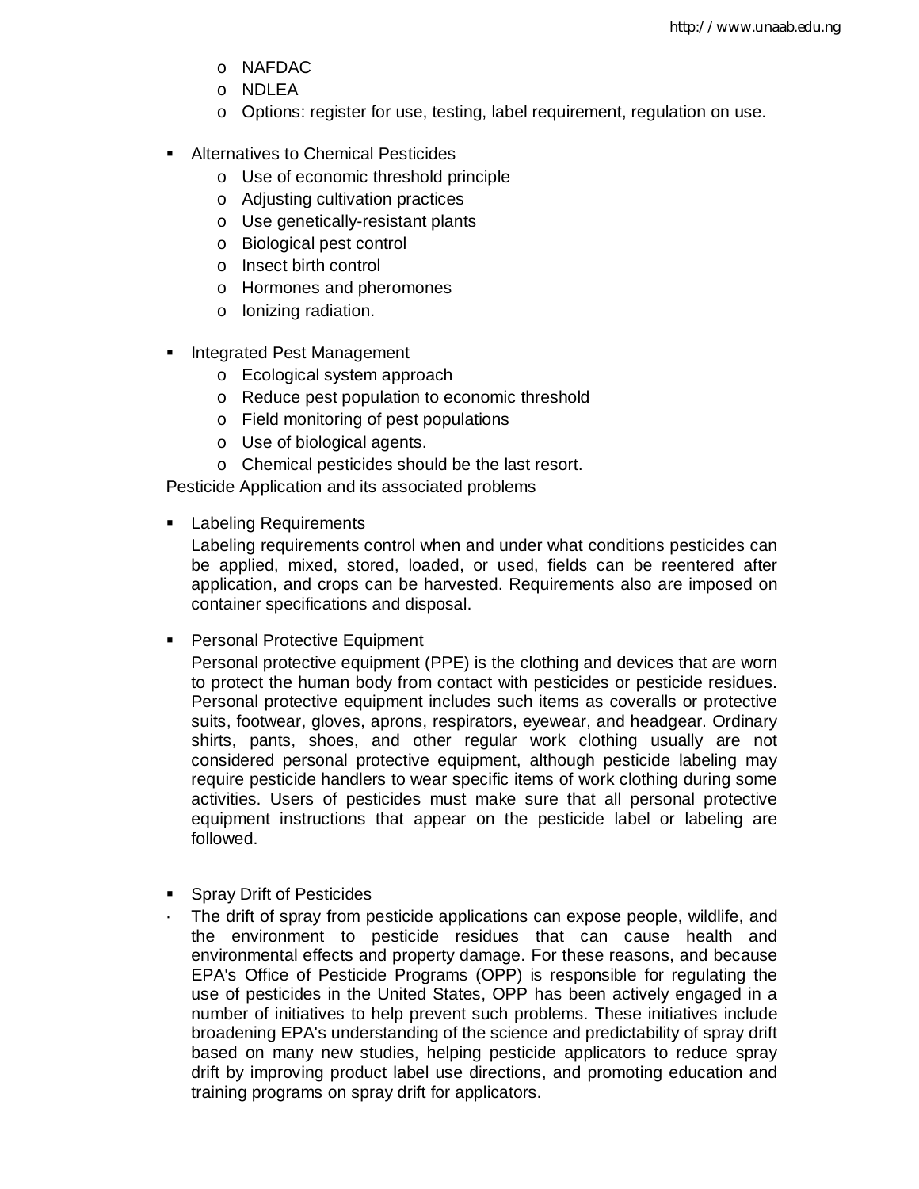- NAFDAC
- NDLEA
- Options: register for use, testing, label requirement, regulation on use.

- Alternatives to Chemical Pesticides
  - Use of economic threshold principle
  - Adjusting cultivation practices
  - Use genetically-resistant plants
  - Biological pest control
  - Insect birth control
  - Hormones and pheromones
  - Ionizing radiation.

- Integrated Pest Management
  - Ecological system approach
  - Reduce pest population to economic threshold
  - Field monitoring of pest populations
  - Use of biological agents.
  - Chemical pesticides should be the last resort.

Pesticide Application and its associated problems

- Labeling Requirements

  Labeling requirements control when and under what conditions pesticides can be applied, mixed, stored, loaded, or used, fields can be reentered after application, and crops can be harvested. Requirements also are imposed on container specifications and disposal.

- Personal Protective Equipment

  Personal protective equipment (PPE) is the clothing and devices that are worn to protect the human body from contact with pesticides or pesticide residues. Personal protective equipment includes such items as coveralls or protective suits, footwear, gloves, aprons, respirators, eyewear, and headgear. Ordinary shirts, pants, shoes, and other regular work clothing usually are not considered personal protective equipment, although pesticide labeling may require pesticide handlers to wear specific items of work clothing during some activities. Users of pesticides must make sure that all personal protective equipment instructions that appear on the pesticide label or labeling are followed.

- Spray Drift of Pesticides

  · The drift of spray from pesticide applications can expose people, wildlife, and the environment to pesticide residues that can cause health and environmental effects and property damage. For these reasons, and because EPA's Office of Pesticide Programs (OPP) is responsible for regulating the use of pesticides in the United States, OPP has been actively engaged in a number of initiatives to help prevent such problems. These initiatives include broadening EPA's understanding of the science and predictability of spray drift based on many new studies, helping pesticide applicators to reduce spray drift by improving product label use directions, and promoting education and training programs on spray drift for applicators.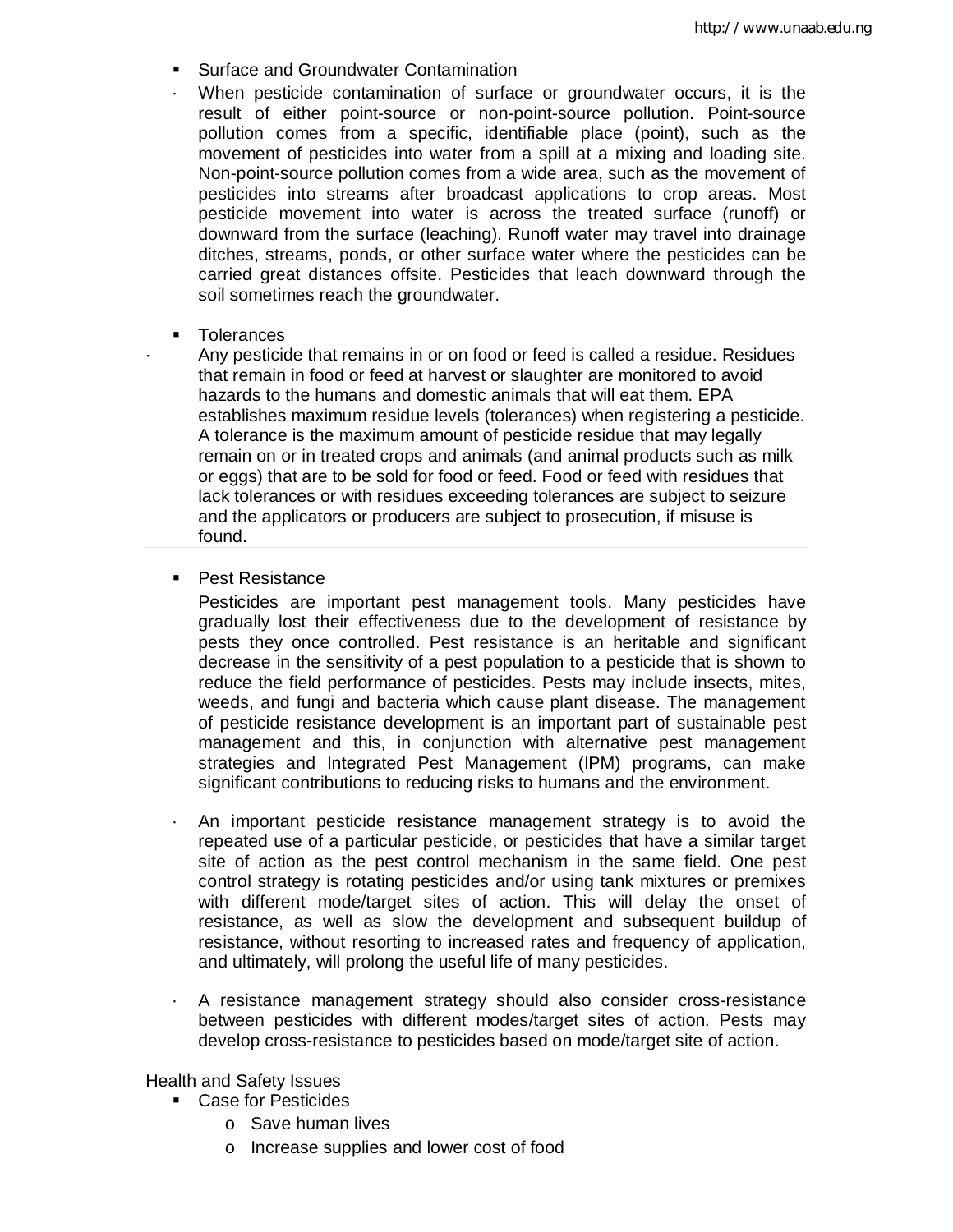- Surface and Groundwater Contamination
    - When pesticide contamination of surface or groundwater occurs, it is the result of either point-source or non-point-source pollution. Point-source pollution comes from a specific, identifiable place (point), such as the movement of pesticides into water from a spill at a mixing and loading site. Non-point-source pollution comes from a wide area, such as the movement of pesticides into streams after broadcast applications to crop areas. Most pesticide movement into water is across the treated surface (runoff) or downward from the surface (leaching). Runoff water may travel into drainage ditches, streams, ponds, or other surface water where the pesticides can be carried great distances offsite. Pesticides that leach downward through the soil sometimes reach the groundwater.

- Tolerances
    - Any pesticide that remains in or on food or feed is called a residue. Residues that remain in food or feed at harvest or slaughter are monitored to avoid hazards to the humans and domestic animals that will eat them. EPA establishes maximum residue levels (tolerances) when registering a pesticide. A tolerance is the maximum amount of pesticide residue that may legally remain on or in treated crops and animals (and animal products such as milk or eggs) that are to be sold for food or feed. Food or feed with residues that lack tolerances or with residues exceeding tolerances are subject to seizure and the applicators or producers are subject to prosecution, if misuse is found.

- Pest Resistance

    Pesticides are important pest management tools. Many pesticides have gradually lost their effectiveness due to the development of resistance by pests they once controlled. Pest resistance is an heritable and significant decrease in the sensitivity of a pest population to a pesticide that is shown to reduce the field performance of pesticides. Pests may include insects, mites, weeds, and fungi and bacteria which cause plant disease. The management of pesticide resistance development is an important part of sustainable pest management and this, in conjunction with alternative pest management strategies and Integrated Pest Management (IPM) programs, can make significant contributions to reducing risks to humans and the environment.

    - An important pesticide resistance management strategy is to avoid the repeated use of a particular pesticide, or pesticides that have a similar target site of action as the pest control mechanism in the same field. One pest control strategy is rotating pesticides and/or using tank mixtures or premixes with different mode/target sites of action. This will delay the onset of resistance, as well as slow the development and subsequent buildup of resistance, without resorting to increased rates and frequency of application, and ultimately, will prolong the useful life of many pesticides.

    - A resistance management strategy should also consider cross-resistance between pesticides with different modes/target sites of action. Pests may develop cross-resistance to pesticides based on mode/target site of action.

Health and Safety Issues

- Case for Pesticides
    - Save human lives
    - Increase supplies and lower cost of food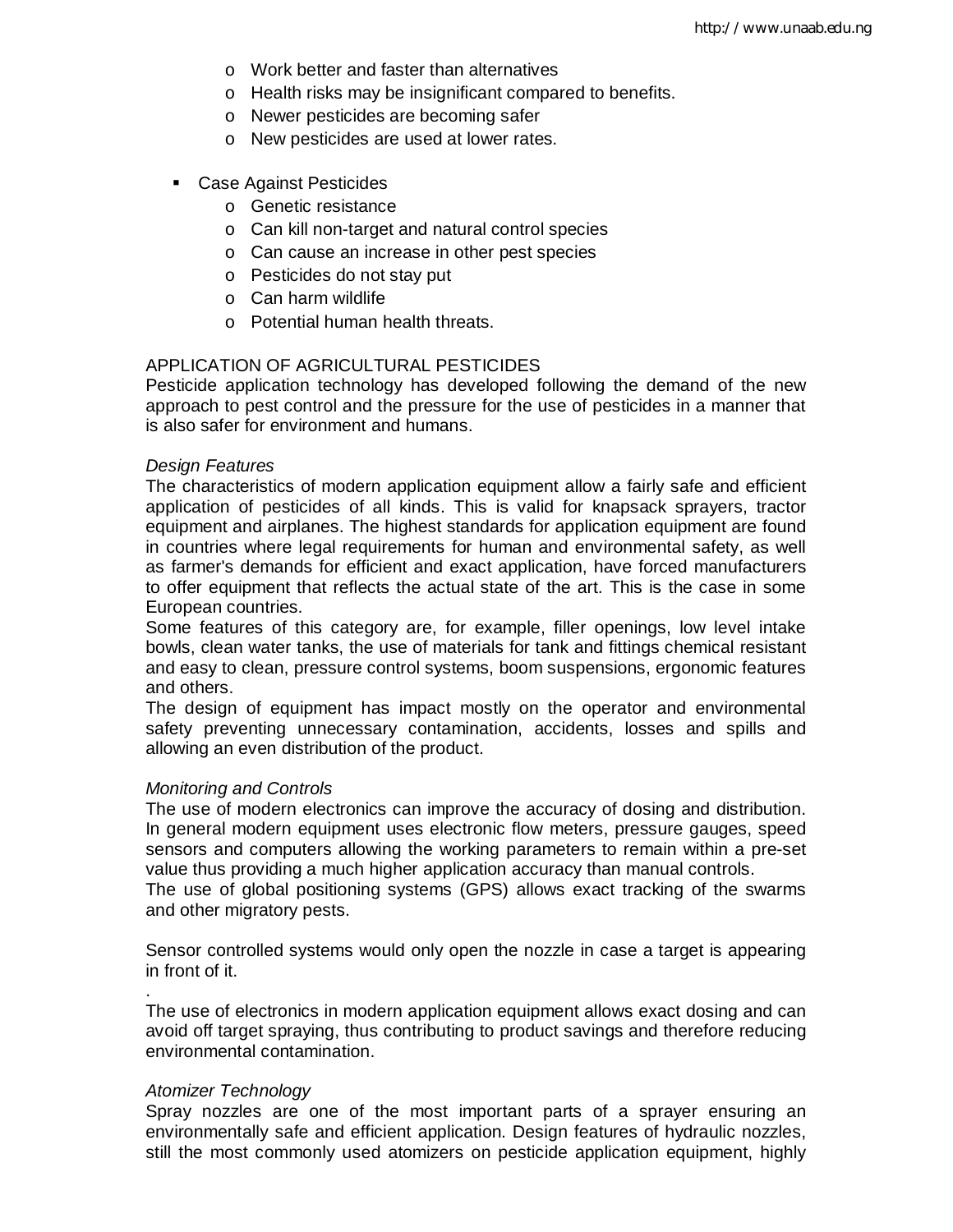- Work better and faster than alternatives
- Health risks may be insignificant compared to benefits.
- Newer pesticides are becoming safer
- New pesticides are used at lower rates.

- Case Against Pesticides
  - Genetic resistance
  - Can kill non-target and natural control species
  - Can cause an increase in other pest species
  - Pesticides do not stay put
  - Can harm wildlife
  - Potential human health threats.

## APPLICATION OF AGRICULTURAL PESTICIDES

Pesticide application technology has developed following the demand of the new approach to pest control and the pressure for the use of pesticides in a manner that is also safer for environment and humans.

### *Design Features*

The characteristics of modern application equipment allow a fairly safe and efficient application of pesticides of all kinds. This is valid for knapsack sprayers, tractor equipment and airplanes. The highest standards for application equipment are found in countries where legal requirements for human and environmental safety, as well as farmer's demands for efficient and exact application, have forced manufacturers to offer equipment that reflects the actual state of the art. This is the case in some European countries.

Some features of this category are, for example, filler openings, low level intake bowls, clean water tanks, the use of materials for tank and fittings chemical resistant and easy to clean, pressure control systems, boom suspensions, ergonomic features and others.

The design of equipment has impact mostly on the operator and environmental safety preventing unnecessary contamination, accidents, losses and spills and allowing an even distribution of the product.

### *Monitoring and Controls*

The use of modern electronics can improve the accuracy of dosing and distribution. In general modern equipment uses electronic flow meters, pressure gauges, speed sensors and computers allowing the working parameters to remain within a pre-set value thus providing a much higher application accuracy than manual controls.

The use of global positioning systems (GPS) allows exact tracking of the swarms and other migratory pests.

Sensor controlled systems would only open the nozzle in case a target is appearing in front of it.

.

The use of electronics in modern application equipment allows exact dosing and can avoid off target spraying, thus contributing to product savings and therefore reducing environmental contamination.

### *Atomizer Technology*

Spray nozzles are one of the most important parts of a sprayer ensuring an environmentally safe and efficient application. Design features of hydraulic nozzles, still the most commonly used atomizers on pesticide application equipment, highly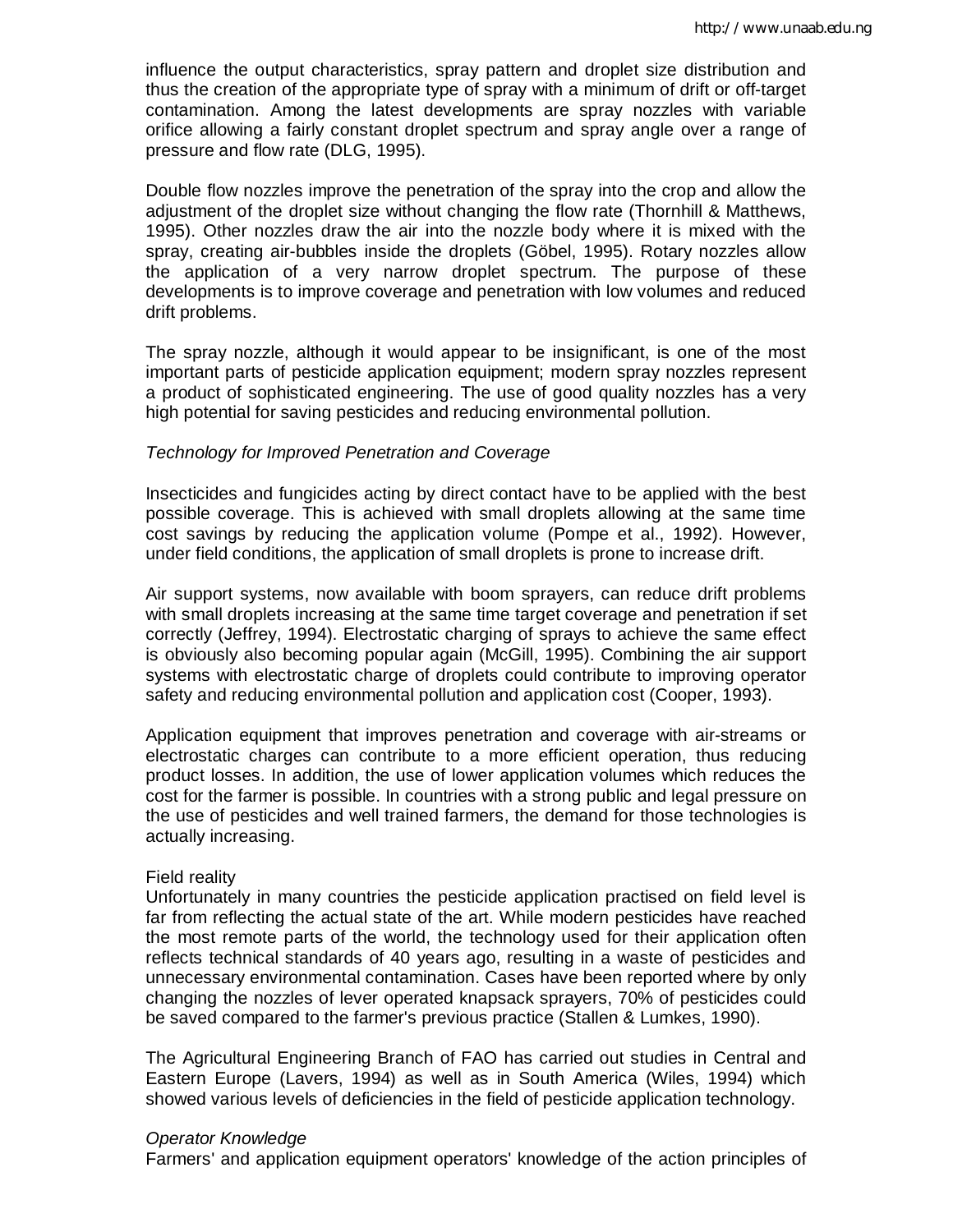influence the output characteristics, spray pattern and droplet size distribution and thus the creation of the appropriate type of spray with a minimum of drift or off-target contamination. Among the latest developments are spray nozzles with variable orifice allowing a fairly constant droplet spectrum and spray angle over a range of pressure and flow rate (DLG, 1995).

Double flow nozzles improve the penetration of the spray into the crop and allow the adjustment of the droplet size without changing the flow rate (Thornhill & Matthews, 1995). Other nozzles draw the air into the nozzle body where it is mixed with the spray, creating air-bubbles inside the droplets (Göbel, 1995). Rotary nozzles allow the application of a very narrow droplet spectrum. The purpose of these developments is to improve coverage and penetration with low volumes and reduced drift problems.

The spray nozzle, although it would appear to be insignificant, is one of the most important parts of pesticide application equipment; modern spray nozzles represent a product of sophisticated engineering. The use of good quality nozzles has a very high potential for saving pesticides and reducing environmental pollution.

*Technology for Improved Penetration and Coverage*

Insecticides and fungicides acting by direct contact have to be applied with the best possible coverage. This is achieved with small droplets allowing at the same time cost savings by reducing the application volume (Pompe et al., 1992). However, under field conditions, the application of small droplets is prone to increase drift.

Air support systems, now available with boom sprayers, can reduce drift problems with small droplets increasing at the same time target coverage and penetration if set correctly (Jeffrey, 1994). Electrostatic charging of sprays to achieve the same effect is obviously also becoming popular again (McGill, 1995). Combining the air support systems with electrostatic charge of droplets could contribute to improving operator safety and reducing environmental pollution and application cost (Cooper, 1993).

Application equipment that improves penetration and coverage with air-streams or electrostatic charges can contribute to a more efficient operation, thus reducing product losses. In addition, the use of lower application volumes which reduces the cost for the farmer is possible. In countries with a strong public and legal pressure on the use of pesticides and well trained farmers, the demand for those technologies is actually increasing.

Field reality

Unfortunately in many countries the pesticide application practised on field level is far from reflecting the actual state of the art. While modern pesticides have reached the most remote parts of the world, the technology used for their application often reflects technical standards of 40 years ago, resulting in a waste of pesticides and unnecessary environmental contamination. Cases have been reported where by only changing the nozzles of lever operated knapsack sprayers, 70% of pesticides could be saved compared to the farmer's previous practice (Stallen & Lumkes, 1990).

The Agricultural Engineering Branch of FAO has carried out studies in Central and Eastern Europe (Lavers, 1994) as well as in South America (Wiles, 1994) which showed various levels of deficiencies in the field of pesticide application technology.

*Operator Knowledge*

Farmers' and application equipment operators' knowledge of the action principles of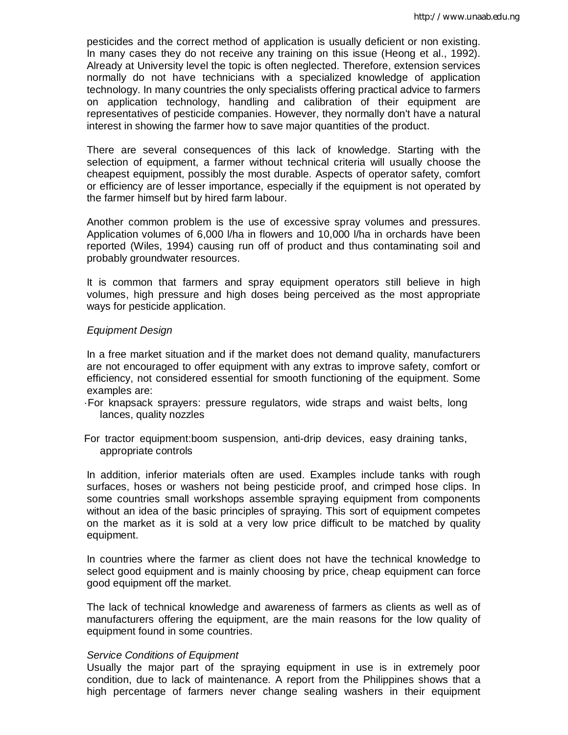pesticides and the correct method of application is usually deficient or non existing. In many cases they do not receive any training on this issue (Heong et al., 1992). Already at University level the topic is often neglected. Therefore, extension services normally do not have technicians with a specialized knowledge of application technology. In many countries the only specialists offering practical advice to farmers on application technology, handling and calibration of their equipment are representatives of pesticide companies. However, they normally don't have a natural interest in showing the farmer how to save major quantities of the product.

There are several consequences of this lack of knowledge. Starting with the selection of equipment, a farmer without technical criteria will usually choose the cheapest equipment, possibly the most durable. Aspects of operator safety, comfort or efficiency are of lesser importance, especially if the equipment is not operated by the farmer himself but by hired farm labour.

Another common problem is the use of excessive spray volumes and pressures. Application volumes of 6,000 l/ha in flowers and 10,000 l/ha in orchards have been reported (Wiles, 1994) causing run off of product and thus contaminating soil and probably groundwater resources.

It is common that farmers and spray equipment operators still believe in high volumes, high pressure and high doses being perceived as the most appropriate ways for pesticide application.

*Equipment Design*

In a free market situation and if the market does not demand quality, manufacturers are not encouraged to offer equipment with any extras to improve safety, comfort or efficiency, not considered essential for smooth functioning of the equipment. Some examples are:

- For knapsack sprayers: pressure regulators, wide straps and waist belts, long lances, quality nozzles
- For tractor equipment:boom suspension, anti-drip devices, easy draining tanks, appropriate controls

In addition, inferior materials often are used. Examples include tanks with rough surfaces, hoses or washers not being pesticide proof, and crimped hose clips. In some countries small workshops assemble spraying equipment from components without an idea of the basic principles of spraying. This sort of equipment competes on the market as it is sold at a very low price difficult to be matched by quality equipment.

In countries where the farmer as client does not have the technical knowledge to select good equipment and is mainly choosing by price, cheap equipment can force good equipment off the market.

The lack of technical knowledge and awareness of farmers as clients as well as of manufacturers offering the equipment, are the main reasons for the low quality of equipment found in some countries.

*Service Conditions of Equipment*

Usually the major part of the spraying equipment in use is in extremely poor condition, due to lack of maintenance. A report from the Philippines shows that a high percentage of farmers never change sealing washers in their equipment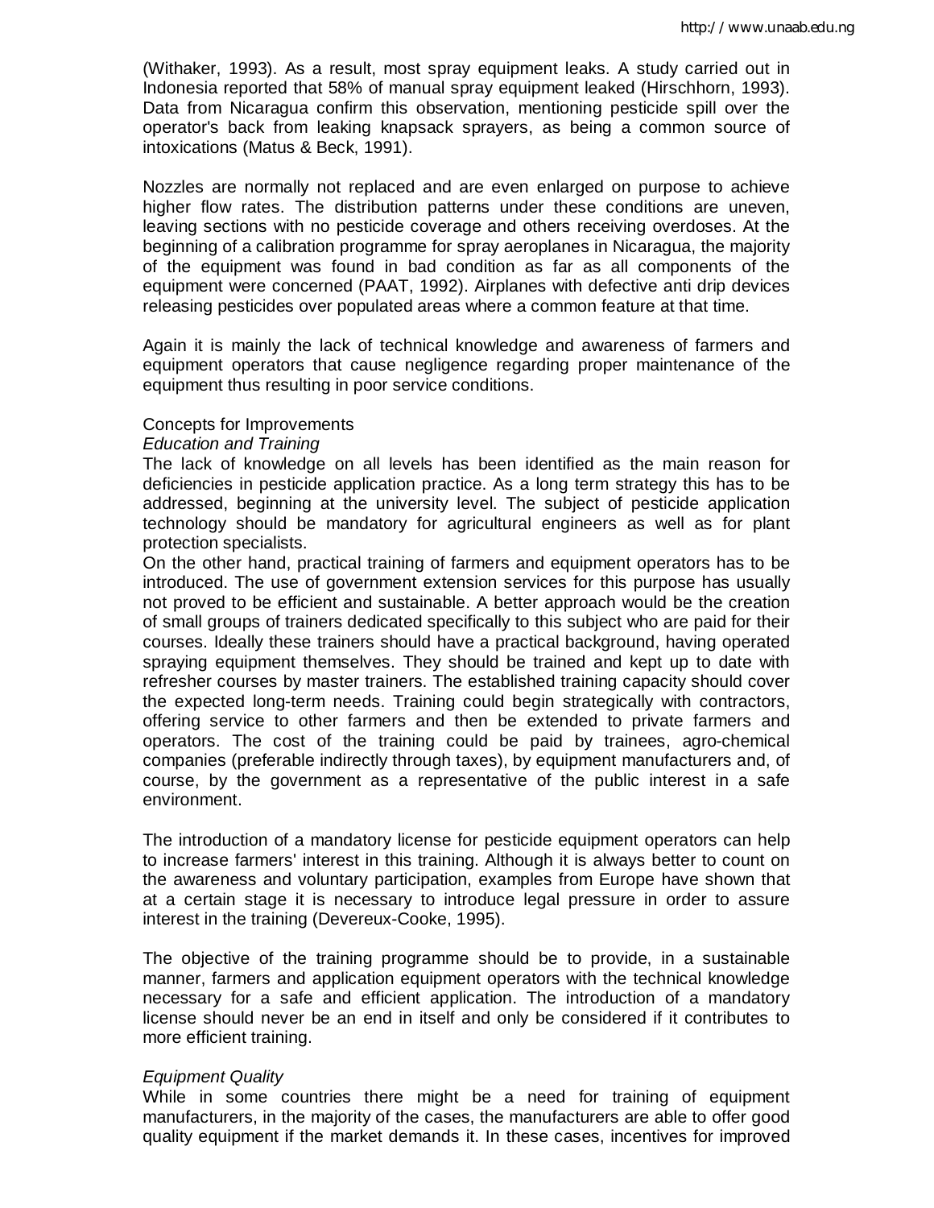(Withaker, 1993). As a result, most spray equipment leaks. A study carried out in Indonesia reported that 58% of manual spray equipment leaked (Hirschhorn, 1993). Data from Nicaragua confirm this observation, mentioning pesticide spill over the operator's back from leaking knapsack sprayers, as being a common source of intoxications (Matus & Beck, 1991).

Nozzles are normally not replaced and are even enlarged on purpose to achieve higher flow rates. The distribution patterns under these conditions are uneven, leaving sections with no pesticide coverage and others receiving overdoses. At the beginning of a calibration programme for spray aeroplanes in Nicaragua, the majority of the equipment was found in bad condition as far as all components of the equipment were concerned (PAAT, 1992). Airplanes with defective anti drip devices releasing pesticides over populated areas where a common feature at that time.

Again it is mainly the lack of technical knowledge and awareness of farmers and equipment operators that cause negligence regarding proper maintenance of the equipment thus resulting in poor service conditions.

## Concepts for Improvements

### *Education and Training*

The lack of knowledge on all levels has been identified as the main reason for deficiencies in pesticide application practice. As a long term strategy this has to be addressed, beginning at the university level. The subject of pesticide application technology should be mandatory for agricultural engineers as well as for plant protection specialists.

On the other hand, practical training of farmers and equipment operators has to be introduced. The use of government extension services for this purpose has usually not proved to be efficient and sustainable. A better approach would be the creation of small groups of trainers dedicated specifically to this subject who are paid for their courses. Ideally these trainers should have a practical background, having operated spraying equipment themselves. They should be trained and kept up to date with refresher courses by master trainers. The established training capacity should cover the expected long-term needs. Training could begin strategically with contractors, offering service to other farmers and then be extended to private farmers and operators. The cost of the training could be paid by trainees, agro-chemical companies (preferable indirectly through taxes), by equipment manufacturers and, of course, by the government as a representative of the public interest in a safe environment.

The introduction of a mandatory license for pesticide equipment operators can help to increase farmers' interest in this training. Although it is always better to count on the awareness and voluntary participation, examples from Europe have shown that at a certain stage it is necessary to introduce legal pressure in order to assure interest in the training (Devereux-Cooke, 1995).

The objective of the training programme should be to provide, in a sustainable manner, farmers and application equipment operators with the technical knowledge necessary for a safe and efficient application. The introduction of a mandatory license should never be an end in itself and only be considered if it contributes to more efficient training.

### *Equipment Quality*

While in some countries there might be a need for training of equipment manufacturers, in the majority of the cases, the manufacturers are able to offer good quality equipment if the market demands it. In these cases, incentives for improved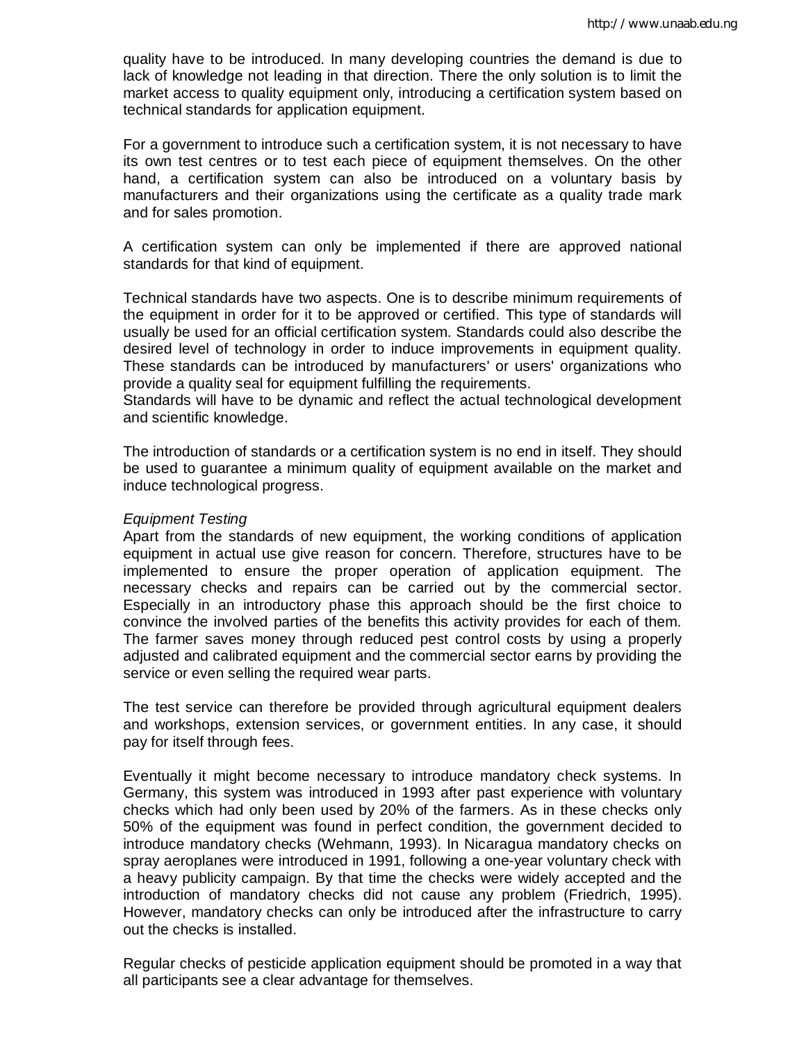quality have to be introduced. In many developing countries the demand is due to lack of knowledge not leading in that direction. There the only solution is to limit the market access to quality equipment only, introducing a certification system based on technical standards for application equipment.

For a government to introduce such a certification system, it is not necessary to have its own test centres or to test each piece of equipment themselves. On the other hand, a certification system can also be introduced on a voluntary basis by manufacturers and their organizations using the certificate as a quality trade mark and for sales promotion.

A certification system can only be implemented if there are approved national standards for that kind of equipment.

Technical standards have two aspects. One is to describe minimum requirements of the equipment in order for it to be approved or certified. This type of standards will usually be used for an official certification system. Standards could also describe the desired level of technology in order to induce improvements in equipment quality. These standards can be introduced by manufacturers' or users' organizations who provide a quality seal for equipment fulfilling the requirements.
Standards will have to be dynamic and reflect the actual technological development and scientific knowledge.

The introduction of standards or a certification system is no end in itself. They should be used to guarantee a minimum quality of equipment available on the market and induce technological progress.

*Equipment Testing*
Apart from the standards of new equipment, the working conditions of application equipment in actual use give reason for concern. Therefore, structures have to be implemented to ensure the proper operation of application equipment. The necessary checks and repairs can be carried out by the commercial sector. Especially in an introductory phase this approach should be the first choice to convince the involved parties of the benefits this activity provides for each of them. The farmer saves money through reduced pest control costs by using a properly adjusted and calibrated equipment and the commercial sector earns by providing the service or even selling the required wear parts.

The test service can therefore be provided through agricultural equipment dealers and workshops, extension services, or government entities. In any case, it should pay for itself through fees.

Eventually it might become necessary to introduce mandatory check systems. In Germany, this system was introduced in 1993 after past experience with voluntary checks which had only been used by 20% of the farmers. As in these checks only 50% of the equipment was found in perfect condition, the government decided to introduce mandatory checks (Wehmann, 1993). In Nicaragua mandatory checks on spray aeroplanes were introduced in 1991, following a one-year voluntary check with a heavy publicity campaign. By that time the checks were widely accepted and the introduction of mandatory checks did not cause any problem (Friedrich, 1995). However, mandatory checks can only be introduced after the infrastructure to carry out the checks is installed.

Regular checks of pesticide application equipment should be promoted in a way that all participants see a clear advantage for themselves.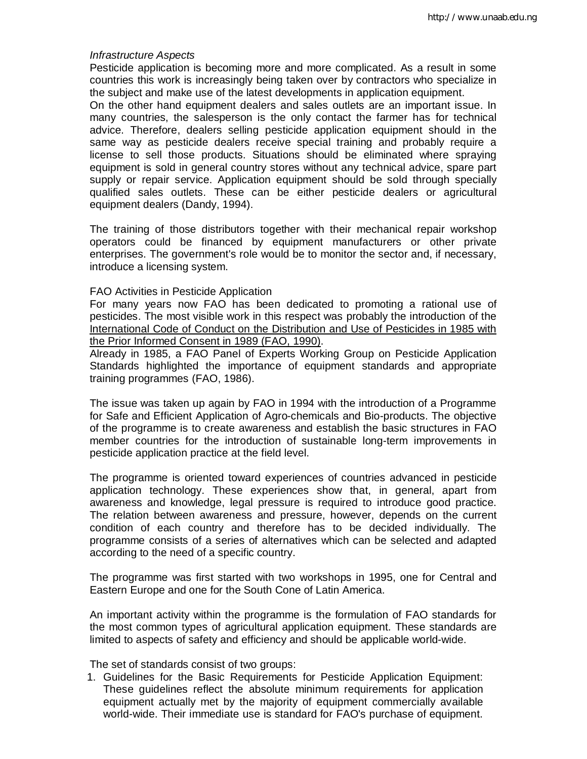*Infrastructure Aspects*

Pesticide application is becoming more and more complicated. As a result in some countries this work is increasingly being taken over by contractors who specialize in the subject and make use of the latest developments in application equipment.

On the other hand equipment dealers and sales outlets are an important issue. In many countries, the salesperson is the only contact the farmer has for technical advice. Therefore, dealers selling pesticide application equipment should in the same way as pesticide dealers receive special training and probably require a license to sell those products. Situations should be eliminated where spraying equipment is sold in general country stores without any technical advice, spare part supply or repair service. Application equipment should be sold through specially qualified sales outlets. These can be either pesticide dealers or agricultural equipment dealers (Dandy, 1994).

The training of those distributors together with their mechanical repair workshop operators could be financed by equipment manufacturers or other private enterprises. The government's role would be to monitor the sector and, if necessary, introduce a licensing system.

FAO Activities in Pesticide Application

For many years now FAO has been dedicated to promoting a rational use of pesticides. The most visible work in this respect was probably the introduction of the International Code of Conduct on the Distribution and Use of Pesticides in 1985 with the Prior Informed Consent in 1989 (FAO, 1990).

Already in 1985, a FAO Panel of Experts Working Group on Pesticide Application Standards highlighted the importance of equipment standards and appropriate training programmes (FAO, 1986).

The issue was taken up again by FAO in 1994 with the introduction of a Programme for Safe and Efficient Application of Agro-chemicals and Bio-products. The objective of the programme is to create awareness and establish the basic structures in FAO member countries for the introduction of sustainable long-term improvements in pesticide application practice at the field level.

The programme is oriented toward experiences of countries advanced in pesticide application technology. These experiences show that, in general, apart from awareness and knowledge, legal pressure is required to introduce good practice. The relation between awareness and pressure, however, depends on the current condition of each country and therefore has to be decided individually. The programme consists of a series of alternatives which can be selected and adapted according to the need of a specific country.

The programme was first started with two workshops in 1995, one for Central and Eastern Europe and one for the South Cone of Latin America.

An important activity within the programme is the formulation of FAO standards for the most common types of agricultural application equipment. These standards are limited to aspects of safety and efficiency and should be applicable world-wide.

The set of standards consist of two groups:

1. Guidelines for the Basic Requirements for Pesticide Application Equipment: These guidelines reflect the absolute minimum requirements for application equipment actually met by the majority of equipment commercially available world-wide. Their immediate use is standard for FAO's purchase of equipment.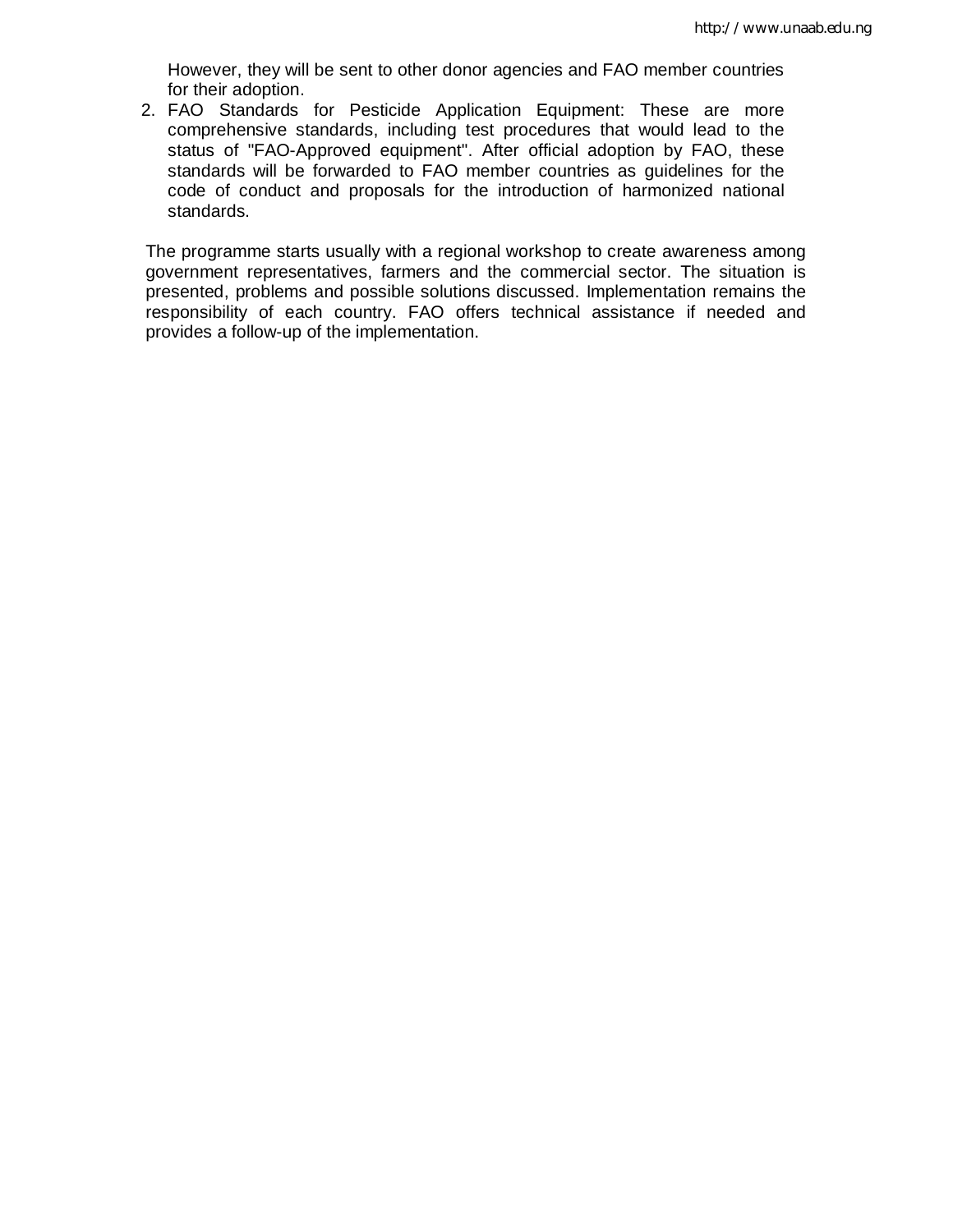However, they will be sent to other donor agencies and FAO member countries for their adoption.

2. FAO Standards for Pesticide Application Equipment: These are more comprehensive standards, including test procedures that would lead to the status of "FAO-Approved equipment". After official adoption by FAO, these standards will be forwarded to FAO member countries as guidelines for the code of conduct and proposals for the introduction of harmonized national standards.

The programme starts usually with a regional workshop to create awareness among government representatives, farmers and the commercial sector. The situation is presented, problems and possible solutions discussed. Implementation remains the responsibility of each country. FAO offers technical assistance if needed and provides a follow-up of the implementation.